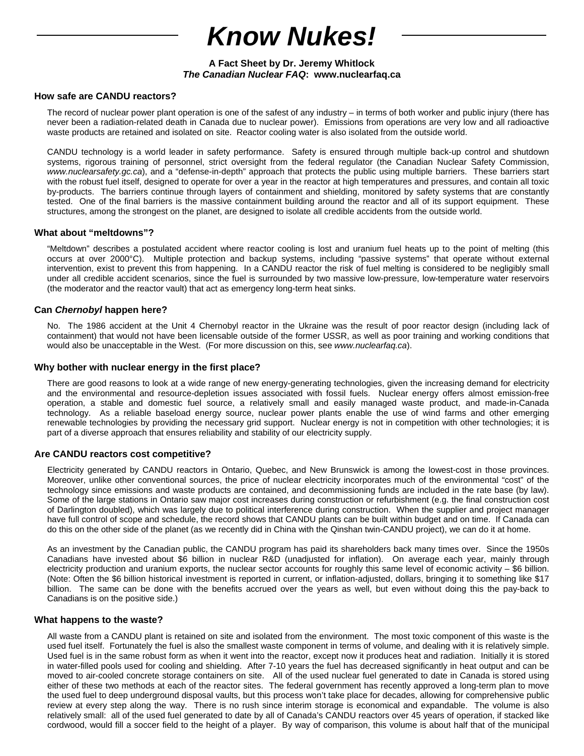# *Know Nukes!*

**A Fact Sheet by Dr. Jeremy Whitlock**
***The Canadian Nuclear FAQ*: www.nuclearfaq.ca**

### How safe are CANDU reactors?

The record of nuclear power plant operation is one of the safest of any industry – in terms of both worker and public injury (there has never been a radiation-related death in Canada due to nuclear power). Emissions from operations are very low and all radioactive waste products are retained and isolated on site. Reactor cooling water is also isolated from the outside world.

CANDU technology is a world leader in safety performance. Safety is ensured through multiple back-up control and shutdown systems, rigorous training of personnel, strict oversight from the federal regulator (the Canadian Nuclear Safety Commission, *www.nuclearsafety.gc.ca*), and a "defense-in-depth" approach that protects the public using multiple barriers. These barriers start with the robust fuel itself, designed to operate for over a year in the reactor at high temperatures and pressures, and contain all toxic by-products. The barriers continue through layers of containment and shielding, monitored by safety systems that are constantly tested. One of the final barriers is the massive containment building around the reactor and all of its support equipment. These structures, among the strongest on the planet, are designed to isolate all credible accidents from the outside world.

### What about "meltdowns"?

"Meltdown" describes a postulated accident where reactor cooling is lost and uranium fuel heats up to the point of melting (this occurs at over 2000°C). Multiple protection and backup systems, including "passive systems" that operate without external intervention, exist to prevent this from happening. In a CANDU reactor the risk of fuel melting is considered to be negligibly small under all credible accident scenarios, since the fuel is surrounded by two massive low-pressure, low-temperature water reservoirs (the moderator and the reactor vault) that act as emergency long-term heat sinks.

### Can *Chernobyl* happen here?

No. The 1986 accident at the Unit 4 Chernobyl reactor in the Ukraine was the result of poor reactor design (including lack of containment) that would not have been licensable outside of the former USSR, as well as poor training and working conditions that would also be unacceptable in the West. (For more discussion on this, see *www.nuclearfaq.ca*).

### Why bother with nuclear energy in the first place?

There are good reasons to look at a wide range of new energy-generating technologies, given the increasing demand for electricity and the environmental and resource-depletion issues associated with fossil fuels. Nuclear energy offers almost emission-free operation, a stable and domestic fuel source, a relatively small and easily managed waste product, and made-in-Canada technology. As a reliable baseload energy source, nuclear power plants enable the use of wind farms and other emerging renewable technologies by providing the necessary grid support. Nuclear energy is not in competition with other technologies; it is part of a diverse approach that ensures reliability and stability of our electricity supply.

### Are CANDU reactors cost competitive?

Electricity generated by CANDU reactors in Ontario, Quebec, and New Brunswick is among the lowest-cost in those provinces. Moreover, unlike other conventional sources, the price of nuclear electricity incorporates much of the environmental "cost" of the technology since emissions and waste products are contained, and decommissioning funds are included in the rate base (by law). Some of the large stations in Ontario saw major cost increases during construction or refurbishment (e.g. the final construction cost of Darlington doubled), which was largely due to political interference during construction. When the supplier and project manager have full control of scope and schedule, the record shows that CANDU plants can be built within budget and on time. If Canada can do this on the other side of the planet (as we recently did in China with the Qinshan twin-CANDU project), we can do it at home.

As an investment by the Canadian public, the CANDU program has paid its shareholders back many times over. Since the 1950s Canadians have invested about $6 billion in nuclear R&D (unadjusted for inflation). On average each year, mainly through electricity production and uranium exports, the nuclear sector accounts for roughly this same level of economic activity – $6 billion. (Note: Often the $6 billion historical investment is reported in current, or inflation-adjusted, dollars, bringing it to something like $17 billion. The same can be done with the benefits accrued over the years as well, but even without doing this the pay-back to Canadians is on the positive side.)

### What happens to the waste?

All waste from a CANDU plant is retained on site and isolated from the environment. The most toxic component of this waste is the used fuel itself. Fortunately the fuel is also the smallest waste component in terms of volume, and dealing with it is relatively simple. Used fuel is in the same robust form as when it went into the reactor, except now it produces heat and radiation. Initially it is stored in water-filled pools used for cooling and shielding. After 7-10 years the fuel has decreased significantly in heat output and can be moved to air-cooled concrete storage containers on site. All of the used nuclear fuel generated to date in Canada is stored using either of these two methods at each of the reactor sites. The federal government has recently approved a long-term plan to move the used fuel to deep underground disposal vaults, but this process won't take place for decades, allowing for comprehensive public review at every step along the way. There is no rush since interim storage is economical and expandable. The volume is also relatively small: all of the used fuel generated to date by all of Canada's CANDU reactors over 45 years of operation, if stacked like cordwood, would fill a soccer field to the height of a player. By way of comparison, this volume is about half that of the municipal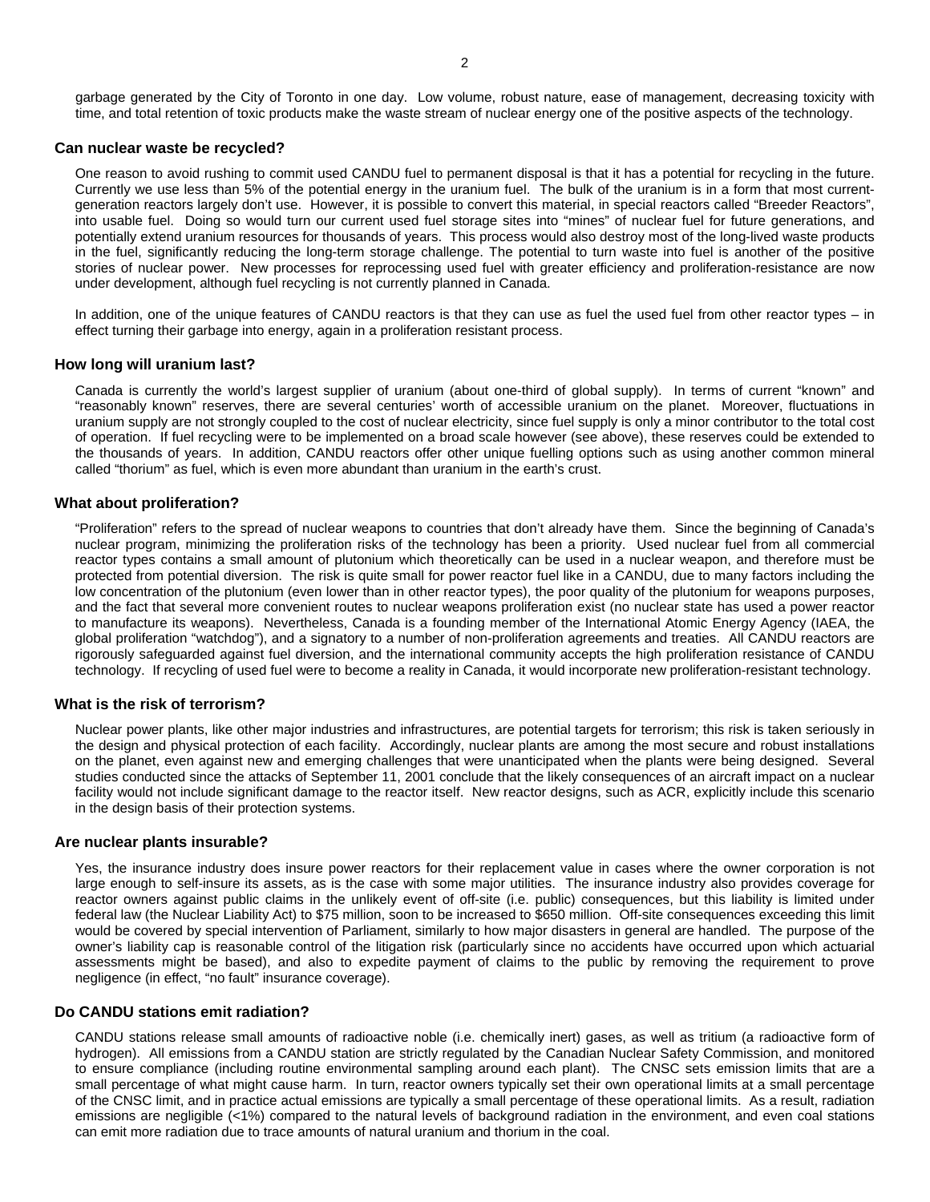garbage generated by the City of Toronto in one day. Low volume, robust nature, ease of management, decreasing toxicity with time, and total retention of toxic products make the waste stream of nuclear energy one of the positive aspects of the technology.

### Can nuclear waste be recycled?

One reason to avoid rushing to commit used CANDU fuel to permanent disposal is that it has a potential for recycling in the future. Currently we use less than 5% of the potential energy in the uranium fuel. The bulk of the uranium is in a form that most current-generation reactors largely don't use. However, it is possible to convert this material, in special reactors called "Breeder Reactors", into usable fuel. Doing so would turn our current used fuel storage sites into "mines" of nuclear fuel for future generations, and potentially extend uranium resources for thousands of years. This process would also destroy most of the long-lived waste products in the fuel, significantly reducing the long-term storage challenge. The potential to turn waste into fuel is another of the positive stories of nuclear power. New processes for reprocessing used fuel with greater efficiency and proliferation-resistance are now under development, although fuel recycling is not currently planned in Canada.

In addition, one of the unique features of CANDU reactors is that they can use as fuel the used fuel from other reactor types – in effect turning their garbage into energy, again in a proliferation resistant process.

### How long will uranium last?

Canada is currently the world's largest supplier of uranium (about one-third of global supply). In terms of current "known" and "reasonably known" reserves, there are several centuries' worth of accessible uranium on the planet. Moreover, fluctuations in uranium supply are not strongly coupled to the cost of nuclear electricity, since fuel supply is only a minor contributor to the total cost of operation. If fuel recycling were to be implemented on a broad scale however (see above), these reserves could be extended to the thousands of years. In addition, CANDU reactors offer other unique fuelling options such as using another common mineral called "thorium" as fuel, which is even more abundant than uranium in the earth's crust.

### What about proliferation?

"Proliferation" refers to the spread of nuclear weapons to countries that don't already have them. Since the beginning of Canada's nuclear program, minimizing the proliferation risks of the technology has been a priority. Used nuclear fuel from all commercial reactor types contains a small amount of plutonium which theoretically can be used in a nuclear weapon, and therefore must be protected from potential diversion. The risk is quite small for power reactor fuel like in a CANDU, due to many factors including the low concentration of the plutonium (even lower than in other reactor types), the poor quality of the plutonium for weapons purposes, and the fact that several more convenient routes to nuclear weapons proliferation exist (no nuclear state has used a power reactor to manufacture its weapons). Nevertheless, Canada is a founding member of the International Atomic Energy Agency (IAEA, the global proliferation "watchdog"), and a signatory to a number of non-proliferation agreements and treaties. All CANDU reactors are rigorously safeguarded against fuel diversion, and the international community accepts the high proliferation resistance of CANDU technology. If recycling of used fuel were to become a reality in Canada, it would incorporate new proliferation-resistant technology.

### What is the risk of terrorism?

Nuclear power plants, like other major industries and infrastructures, are potential targets for terrorism; this risk is taken seriously in the design and physical protection of each facility. Accordingly, nuclear plants are among the most secure and robust installations on the planet, even against new and emerging challenges that were unanticipated when the plants were being designed. Several studies conducted since the attacks of September 11, 2001 conclude that the likely consequences of an aircraft impact on a nuclear facility would not include significant damage to the reactor itself. New reactor designs, such as ACR, explicitly include this scenario in the design basis of their protection systems.

### Are nuclear plants insurable?

Yes, the insurance industry does insure power reactors for their replacement value in cases where the owner corporation is not large enough to self-insure its assets, as is the case with some major utilities. The insurance industry also provides coverage for reactor owners against public claims in the unlikely event of off-site (i.e. public) consequences, but this liability is limited under federal law (the Nuclear Liability Act) to $75 million, soon to be increased to $650 million. Off-site consequences exceeding this limit would be covered by special intervention of Parliament, similarly to how major disasters in general are handled. The purpose of the owner's liability cap is reasonable control of the litigation risk (particularly since no accidents have occurred upon which actuarial assessments might be based), and also to expedite payment of claims to the public by removing the requirement to prove negligence (in effect, "no fault" insurance coverage).

### Do CANDU stations emit radiation?

CANDU stations release small amounts of radioactive noble (i.e. chemically inert) gases, as well as tritium (a radioactive form of hydrogen). All emissions from a CANDU station are strictly regulated by the Canadian Nuclear Safety Commission, and monitored to ensure compliance (including routine environmental sampling around each plant). The CNSC sets emission limits that are a small percentage of what might cause harm. In turn, reactor owners typically set their own operational limits at a small percentage of the CNSC limit, and in practice actual emissions are typically a small percentage of these operational limits. As a result, radiation emissions are negligible (<1%) compared to the natural levels of background radiation in the environment, and even coal stations can emit more radiation due to trace amounts of natural uranium and thorium in the coal.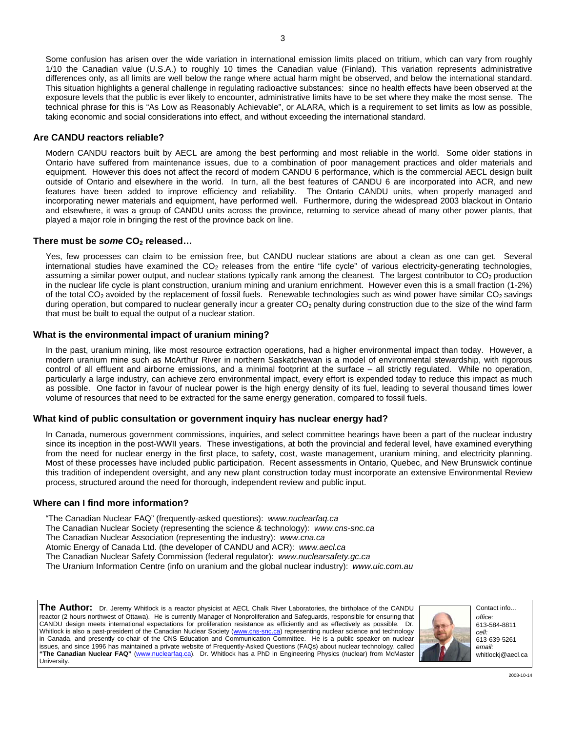Some confusion has arisen over the wide variation in international emission limits placed on tritium, which can vary from roughly 1/10 the Canadian value (U.S.A.) to roughly 10 times the Canadian value (Finland). This variation represents administrative differences only, as all limits are well below the range where actual harm might be observed, and below the international standard. This situation highlights a general challenge in regulating radioactive substances: since no health effects have been observed at the exposure levels that the public is ever likely to encounter, administrative limits have to be set where they make the most sense. The technical phrase for this is "As Low as Reasonably Achievable", or ALARA, which is a requirement to set limits as low as possible, taking economic and social considerations into effect, and without exceeding the international standard.

### Are CANDU reactors reliable?

Modern CANDU reactors built by AECL are among the best performing and most reliable in the world. Some older stations in Ontario have suffered from maintenance issues, due to a combination of poor management practices and older materials and equipment. However this does not affect the record of modern CANDU 6 performance, which is the commercial AECL design built outside of Ontario and elsewhere in the world. In turn, all the best features of CANDU 6 are incorporated into ACR, and new features have been added to improve efficiency and reliability. The Ontario CANDU units, when properly managed and incorporating newer materials and equipment, have performed well. Furthermore, during the widespread 2003 blackout in Ontario and elsewhere, it was a group of CANDU units across the province, returning to service ahead of many other power plants, that played a major role in bringing the rest of the province back on line.

### There must be *some* $CO_2$ released…

Yes, few processes can claim to be emission free, but CANDU nuclear stations are about a clean as one can get. Several international studies have examined the $CO_2$ releases from the entire "life cycle" of various electricity-generating technologies, assuming a similar power output, and nuclear stations typically rank among the cleanest. The largest contributor to $CO_2$ production in the nuclear life cycle is plant construction, uranium mining and uranium enrichment. However even this is a small fraction (1-2%) of the total $CO_2$ avoided by the replacement of fossil fuels. Renewable technologies such as wind power have similar $CO_2$ savings during operation, but compared to nuclear generally incur a greater $CO_2$ penalty during construction due to the size of the wind farm that must be built to equal the output of a nuclear station.

### What is the environmental impact of uranium mining?

In the past, uranium mining, like most resource extraction operations, had a higher environmental impact than today. However, a modern uranium mine such as McArthur River in northern Saskatchewan is a model of environmental stewardship, with rigorous control of all effluent and airborne emissions, and a minimal footprint at the surface – all strictly regulated. While no operation, particularly a large industry, can achieve zero environmental impact, every effort is expended today to reduce this impact as much as possible. One factor in favour of nuclear power is the high energy density of its fuel, leading to several thousand times lower volume of resources that need to be extracted for the same energy generation, compared to fossil fuels.

### What kind of public consultation or government inquiry has nuclear energy had?

In Canada, numerous government commissions, inquiries, and select committee hearings have been a part of the nuclear industry since its inception in the post-WWII years. These investigations, at both the provincial and federal level, have examined everything from the need for nuclear energy in the first place, to safety, cost, waste management, uranium mining, and electricity planning. Most of these processes have included public participation. Recent assessments in Ontario, Quebec, and New Brunswick continue this tradition of independent oversight, and any new plant construction today must incorporate an extensive Environmental Review process, structured around the need for thorough, independent review and public input.

### Where can I find more information?

"The Canadian Nuclear FAQ" (frequently-asked questions): *www.nuclearfaq.ca*
The Canadian Nuclear Society (representing the science & technology): *www.cns-snc.ca*
The Canadian Nuclear Association (representing the industry): *www.cna.ca*
Atomic Energy of Canada Ltd. (the developer of CANDU and ACR): *www.aecl.ca*
The Canadian Nuclear Safety Commission (federal regulator): *www.nuclearsafety.gc.ca*
The Uranium Information Centre (info on uranium and the global nuclear industry): *www.uic.com.au*

**The Author:** Dr. Jeremy Whitlock is a reactor physicist at AECL Chalk River Laboratories, the birthplace of the CANDU reactor (2 hours northwest of Ottawa). He is currently Manager of Nonproliferation and Safeguards, responsible for ensuring that CANDU design meets international expectations for proliferation resistance as efficiently and as effectively as possible. Dr. Whitlock is also a past-president of the Canadian Nuclear Society (www.cns-snc.ca) representing nuclear science and technology in Canada, and presently co-chair of the CNS Education and Communication Committee. He is a public speaker on nuclear issues, and since 1996 has maintained a private website of Frequently-Asked Questions (FAQs) about nuclear technology, called **"The Canadian Nuclear FAQ"** (www.nuclearfaq.ca). Dr. Whitlock has a PhD in Engineering Physics (nuclear) from McMaster University.

Contact info…
*office:*
613-584-8811
*cell:*
613-639-5261
*email:*
whitlockj@aecl.ca

2008-10-14